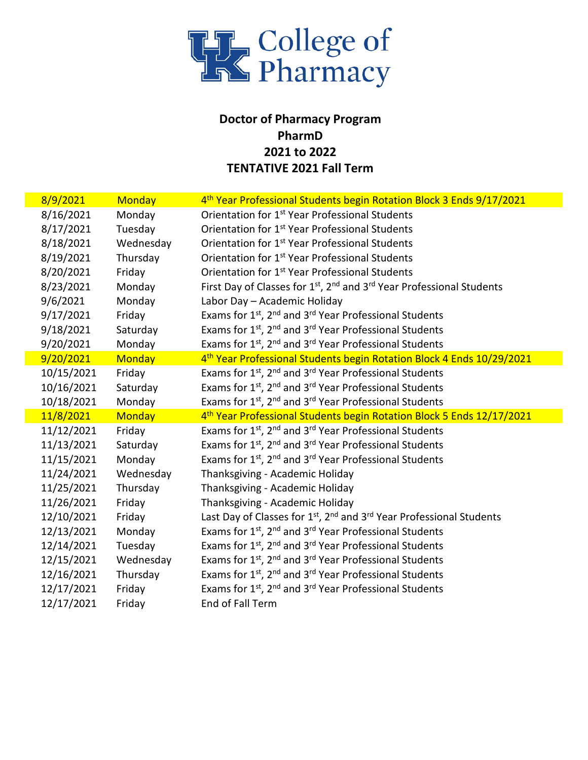# UK College of Pharmacy

## Doctor of Pharmacy Program
## PharmD
## 2021 to 2022
## TENTATIVE 2021 Fall Term

| Date | Day | Event |
|---|---|---|
| 8/9/2021 | Monday | 4th Year Professional Students begin Rotation Block 3 Ends 9/17/2021 |
| 8/16/2021 | Monday | Orientation for 1st Year Professional Students |
| 8/17/2021 | Tuesday | Orientation for 1st Year Professional Students |
| 8/18/2021 | Wednesday | Orientation for 1st Year Professional Students |
| 8/19/2021 | Thursday | Orientation for 1st Year Professional Students |
| 8/20/2021 | Friday | Orientation for 1st Year Professional Students |
| 8/23/2021 | Monday | First Day of Classes for 1st, 2nd and 3rd Year Professional Students |
| 9/6/2021 | Monday | Labor Day – Academic Holiday |
| 9/17/2021 | Friday | Exams for 1st, 2nd and 3rd Year Professional Students |
| 9/18/2021 | Saturday | Exams for 1st, 2nd and 3rd Year Professional Students |
| 9/20/2021 | Monday | Exams for 1st, 2nd and 3rd Year Professional Students |
| 9/20/2021 | Monday | 4th Year Professional Students begin Rotation Block 4 Ends 10/29/2021 |
| 10/15/2021 | Friday | Exams for 1st, 2nd and 3rd Year Professional Students |
| 10/16/2021 | Saturday | Exams for 1st, 2nd and 3rd Year Professional Students |
| 10/18/2021 | Monday | Exams for 1st, 2nd and 3rd Year Professional Students |
| 11/8/2021 | Monday | 4th Year Professional Students begin Rotation Block 5 Ends 12/17/2021 |
| 11/12/2021 | Friday | Exams for 1st, 2nd and 3rd Year Professional Students |
| 11/13/2021 | Saturday | Exams for 1st, 2nd and 3rd Year Professional Students |
| 11/15/2021 | Monday | Exams for 1st, 2nd and 3rd Year Professional Students |
| 11/24/2021 | Wednesday | Thanksgiving - Academic Holiday |
| 11/25/2021 | Thursday | Thanksgiving - Academic Holiday |
| 11/26/2021 | Friday | Thanksgiving - Academic Holiday |
| 12/10/2021 | Friday | Last Day of Classes for 1st, 2nd and 3rd Year Professional Students |
| 12/13/2021 | Monday | Exams for 1st, 2nd and 3rd Year Professional Students |
| 12/14/2021 | Tuesday | Exams for 1st, 2nd and 3rd Year Professional Students |
| 12/15/2021 | Wednesday | Exams for 1st, 2nd and 3rd Year Professional Students |
| 12/16/2021 | Thursday | Exams for 1st, 2nd and 3rd Year Professional Students |
| 12/17/2021 | Friday | Exams for 1st, 2nd and 3rd Year Professional Students |
| 12/17/2021 | Friday | End of Fall Term |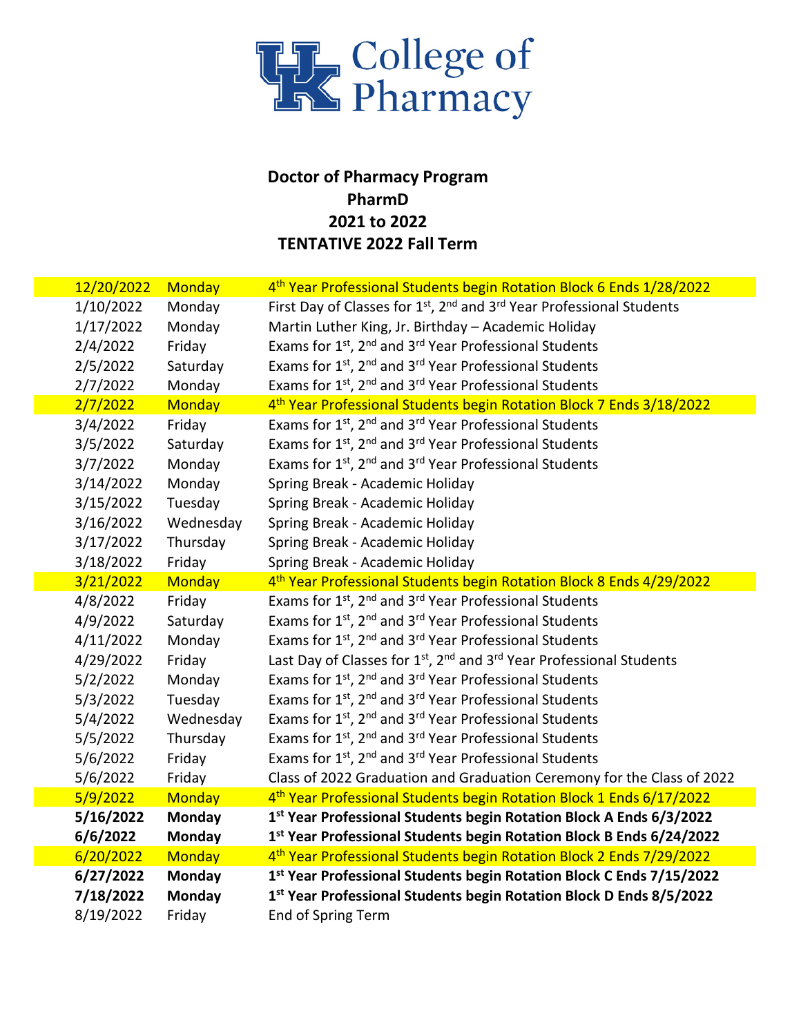UK College of Pharmacy

**Doctor of Pharmacy Program**
**PharmD**
**2021 to 2022**
**TENTATIVE 2022 Fall Term**

| | | |
|---|---|---|
| 12/20/2022 | Monday | 4th Year Professional Students begin Rotation Block 6 Ends 1/28/2022 |
| 1/10/2022 | Monday | First Day of Classes for 1st, 2nd and 3rd Year Professional Students |
| 1/17/2022 | Monday | Martin Luther King, Jr. Birthday – Academic Holiday |
| 2/4/2022 | Friday | Exams for 1st, 2nd and 3rd Year Professional Students |
| 2/5/2022 | Saturday | Exams for 1st, 2nd and 3rd Year Professional Students |
| 2/7/2022 | Monday | Exams for 1st, 2nd and 3rd Year Professional Students |
| 2/7/2022 | Monday | 4th Year Professional Students begin Rotation Block 7 Ends 3/18/2022 |
| 3/4/2022 | Friday | Exams for 1st, 2nd and 3rd Year Professional Students |
| 3/5/2022 | Saturday | Exams for 1st, 2nd and 3rd Year Professional Students |
| 3/7/2022 | Monday | Exams for 1st, 2nd and 3rd Year Professional Students |
| 3/14/2022 | Monday | Spring Break - Academic Holiday |
| 3/15/2022 | Tuesday | Spring Break - Academic Holiday |
| 3/16/2022 | Wednesday | Spring Break - Academic Holiday |
| 3/17/2022 | Thursday | Spring Break - Academic Holiday |
| 3/18/2022 | Friday | Spring Break - Academic Holiday |
| 3/21/2022 | Monday | 4th Year Professional Students begin Rotation Block 8 Ends 4/29/2022 |
| 4/8/2022 | Friday | Exams for 1st, 2nd and 3rd Year Professional Students |
| 4/9/2022 | Saturday | Exams for 1st, 2nd and 3rd Year Professional Students |
| 4/11/2022 | Monday | Exams for 1st, 2nd and 3rd Year Professional Students |
| 4/29/2022 | Friday | Last Day of Classes for 1st, 2nd and 3rd Year Professional Students |
| 5/2/2022 | Monday | Exams for 1st, 2nd and 3rd Year Professional Students |
| 5/3/2022 | Tuesday | Exams for 1st, 2nd and 3rd Year Professional Students |
| 5/4/2022 | Wednesday | Exams for 1st, 2nd and 3rd Year Professional Students |
| 5/5/2022 | Thursday | Exams for 1st, 2nd and 3rd Year Professional Students |
| 5/6/2022 | Friday | Exams for 1st, 2nd and 3rd Year Professional Students |
| 5/6/2022 | Friday | Class of 2022 Graduation and Graduation Ceremony for the Class of 2022 |
| 5/9/2022 | Monday | 4th Year Professional Students begin Rotation Block 1 Ends 6/17/2022 |
| **5/16/2022** | **Monday** | **1st Year Professional Students begin Rotation Block A Ends 6/3/2022** |
| **6/6/2022** | **Monday** | **1st Year Professional Students begin Rotation Block B Ends 6/24/2022** |
| 6/20/2022 | Monday | 4th Year Professional Students begin Rotation Block 2 Ends 7/29/2022 |
| **6/27/2022** | **Monday** | **1st Year Professional Students begin Rotation Block C Ends 7/15/2022** |
| **7/18/2022** | **Monday** | **1st Year Professional Students begin Rotation Block D Ends 8/5/2022** |
| 8/19/2022 | Friday | End of Spring Term |